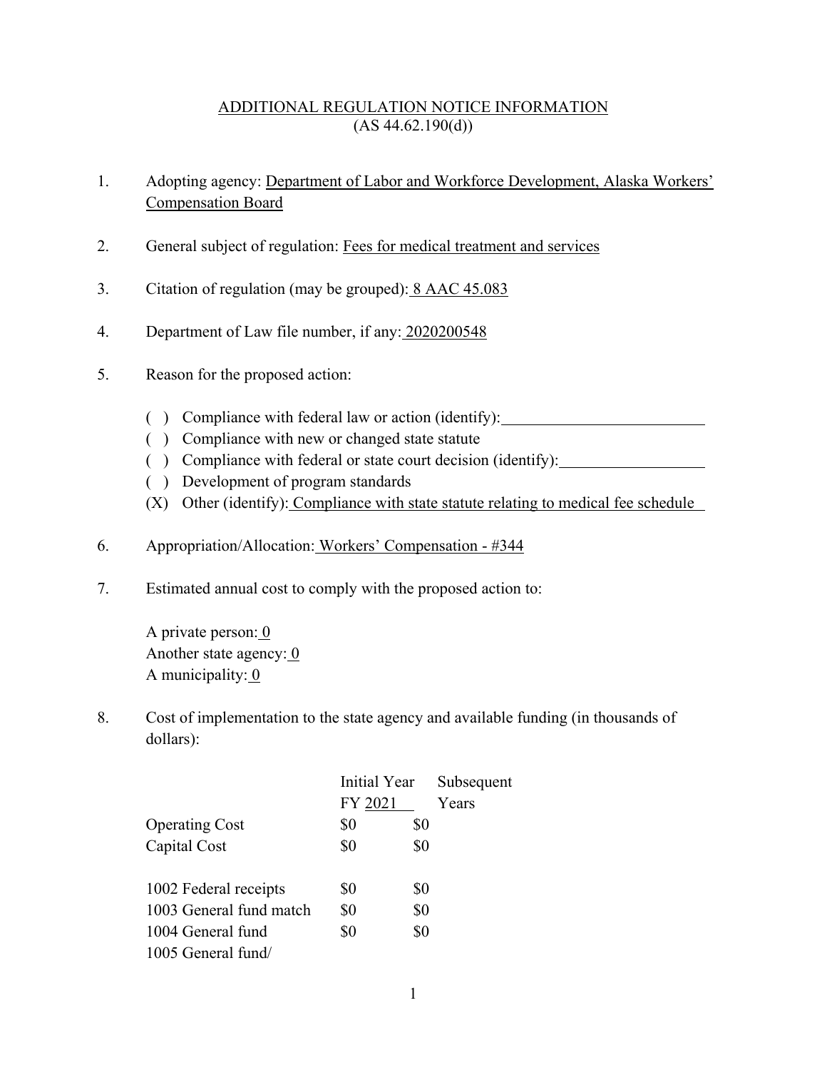ADDITIONAL REGULATION NOTICE INFORMATION
(AS 44.62.190(d))

1. Adopting agency: Department of Labor and Workforce Development, Alaska Workers' Compensation Board

2. General subject of regulation: Fees for medical treatment and services

3. Citation of regulation (may be grouped): 8 AAC 45.083

4. Department of Law file number, if any: 2020200548

5. Reason for the proposed action:

   ( ) Compliance with federal law or action (identify): 
   ( ) Compliance with new or changed state statute
   ( ) Compliance with federal or state court decision (identify): 
   ( ) Development of program standards
   (X) Other (identify): Compliance with state statute relating to medical fee schedule

6. Appropriation/Allocation: Workers' Compensation - #344

7. Estimated annual cost to comply with the proposed action to:

   A private person: 0
   Another state agency: 0
   A municipality: 0

8. Cost of implementation to the state agency and available funding (in thousands of dollars):

| | Initial Year FY 2021 | Subsequent Years |
|---|---|---|
| Operating Cost | $0 | $0 |
| Capital Cost | $0 | $0 |
| | | |
| 1002 Federal receipts | $0 | $0 |
| 1003 General fund match | $0 | $0 |
| 1004 General fund | $0 | $0 |
| 1005 General fund/ | | |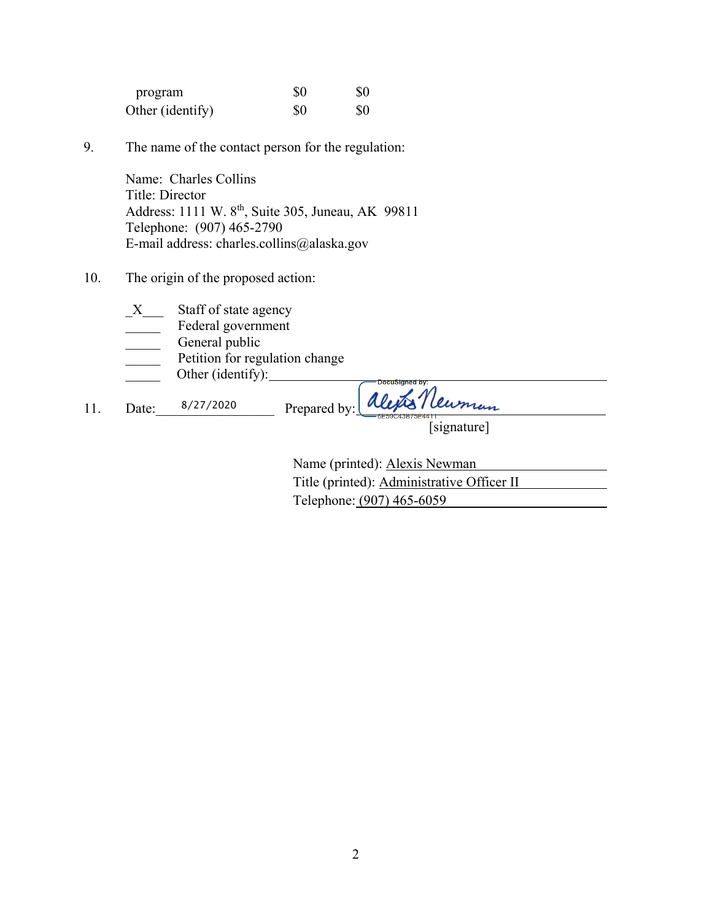| | | |
|---|---|---|
| program | $0 | $0 |
| Other (identify) | $0 | $0 |

9. The name of the contact person for the regulation:

   Name: Charles Collins
   Title: Director
   Address: 1111 W. 8th, Suite 305, Juneau, AK 99811
   Telephone: (907) 465-2790
   E-mail address: charles.collins@alaska.gov

10. The origin of the proposed action:

    _X___ Staff of state agency
    _____ Federal government
    _____ General public
    _____ Petition for regulation change
    _____ Other (identify):______________________

11. Date: 8/27/2020 Prepared by: DocuSigned by: Alexis Newman 6E59C43B75E4411...
    [signature]

    Name (printed): Alexis Newman
    Title (printed): Administrative Officer II
    Telephone: (907) 465-6059